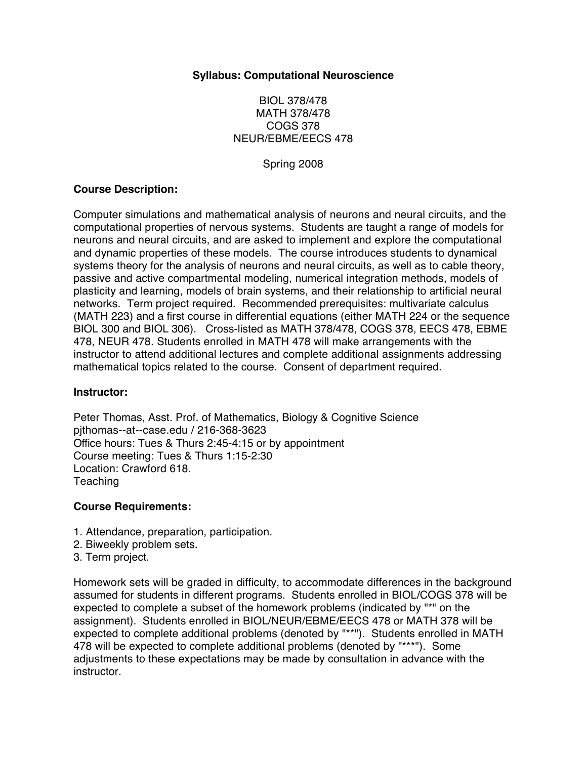**Syllabus: Computational Neuroscience**

BIOL 378/478
MATH 378/478
COGS 378
NEUR/EBME/EECS 478

Spring 2008

**Course Description:**

Computer simulations and mathematical analysis of neurons and neural circuits, and the computational properties of nervous systems. Students are taught a range of models for neurons and neural circuits, and are asked to implement and explore the computational and dynamic properties of these models. The course introduces students to dynamical systems theory for the analysis of neurons and neural circuits, as well as to cable theory, passive and active compartmental modeling, numerical integration methods, models of plasticity and learning, models of brain systems, and their relationship to artificial neural networks. Term project required. Recommended prerequisites: multivariate calculus (MATH 223) and a first course in differential equations (either MATH 224 or the sequence BIOL 300 and BIOL 306). Cross-listed as MATH 378/478, COGS 378, EECS 478, EBME 478, NEUR 478. Students enrolled in MATH 478 will make arrangements with the instructor to attend additional lectures and complete additional assignments addressing mathematical topics related to the course. Consent of department required.

**Instructor:**

Peter Thomas, Asst. Prof. of Mathematics, Biology & Cognitive Science
pjthomas--at--case.edu / 216-368-3623
Office hours: Tues & Thurs 2:45-4:15 or by appointment
Course meeting: Tues & Thurs 1:15-2:30
Location: Crawford 618.
Teaching

**Course Requirements:**

1. Attendance, preparation, participation.
2. Biweekly problem sets.
3. Term project.

Homework sets will be graded in difficulty, to accommodate differences in the background assumed for students in different programs. Students enrolled in BIOL/COGS 378 will be expected to complete a subset of the homework problems (indicated by "*" on the assignment). Students enrolled in BIOL/NEUR/EBME/EECS 478 or MATH 378 will be expected to complete additional problems (denoted by "**"). Students enrolled in MATH 478 will be expected to complete additional problems (denoted by "***"). Some adjustments to these expectations may be made by consultation in advance with the instructor.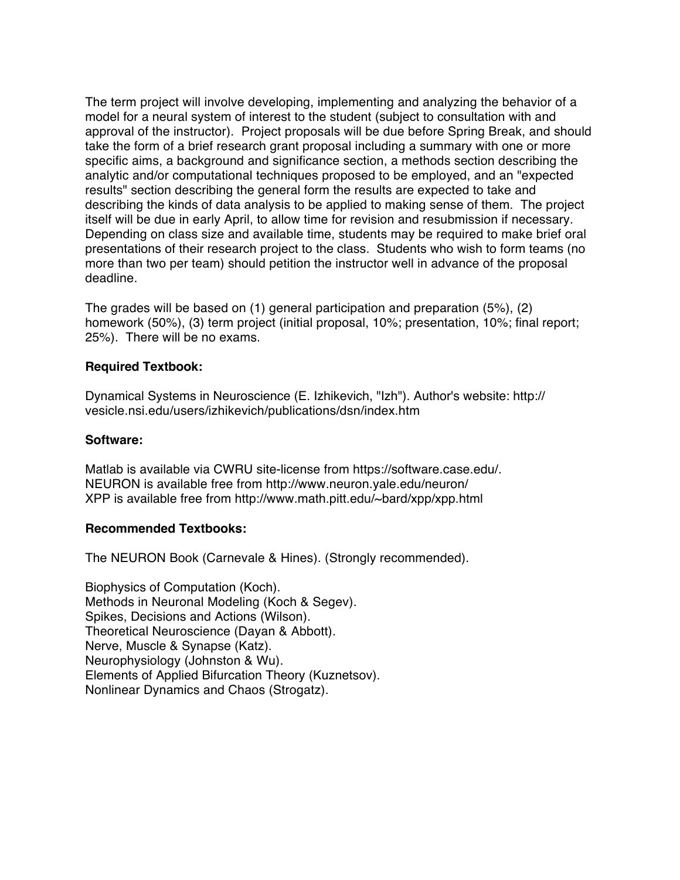The term project will involve developing, implementing and analyzing the behavior of a model for a neural system of interest to the student (subject to consultation with and approval of the instructor). Project proposals will be due before Spring Break, and should take the form of a brief research grant proposal including a summary with one or more specific aims, a background and significance section, a methods section describing the analytic and/or computational techniques proposed to be employed, and an "expected results" section describing the general form the results are expected to take and describing the kinds of data analysis to be applied to making sense of them. The project itself will be due in early April, to allow time for revision and resubmission if necessary. Depending on class size and available time, students may be required to make brief oral presentations of their research project to the class. Students who wish to form teams (no more than two per team) should petition the instructor well in advance of the proposal deadline.

The grades will be based on (1) general participation and preparation (5%), (2) homework (50%), (3) term project (initial proposal, 10%; presentation, 10%; final report; 25%). There will be no exams.

**Required Textbook:**

Dynamical Systems in Neuroscience (E. Izhikevich, "Izh"). Author's website: http://vesicle.nsi.edu/users/izhikevich/publications/dsn/index.htm

**Software:**

Matlab is available via CWRU site-license from https://software.case.edu/.
NEURON is available free from http://www.neuron.yale.edu/neuron/
XPP is available free from http://www.math.pitt.edu/~bard/xpp/xpp.html

**Recommended Textbooks:**

The NEURON Book (Carnevale & Hines). (Strongly recommended).

Biophysics of Computation (Koch).
Methods in Neuronal Modeling (Koch & Segev).
Spikes, Decisions and Actions (Wilson).
Theoretical Neuroscience (Dayan & Abbott).
Nerve, Muscle & Synapse (Katz).
Neurophysiology (Johnston & Wu).
Elements of Applied Bifurcation Theory (Kuznetsov).
Nonlinear Dynamics and Chaos (Strogatz).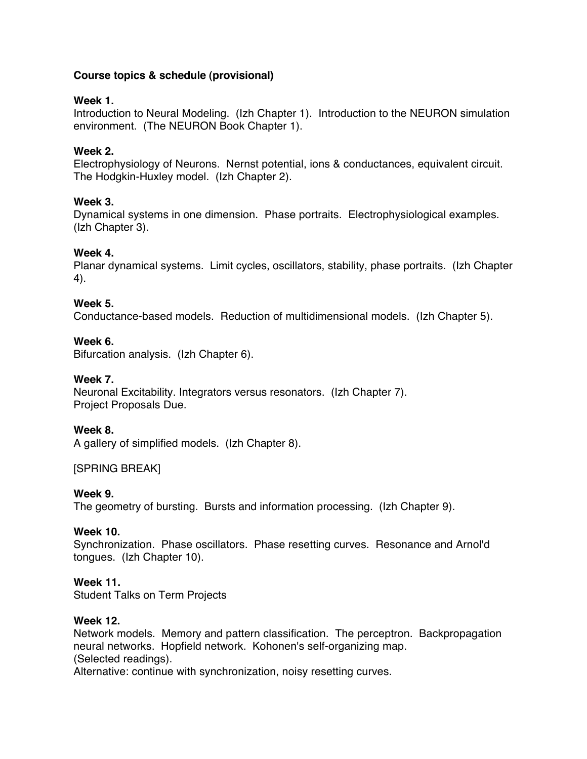**Course topics & schedule (provisional)**

**Week 1.**
Introduction to Neural Modeling. (Izh Chapter 1). Introduction to the NEURON simulation environment. (The NEURON Book Chapter 1).

**Week 2.**
Electrophysiology of Neurons. Nernst potential, ions & conductances, equivalent circuit. The Hodgkin-Huxley model. (Izh Chapter 2).

**Week 3.**
Dynamical systems in one dimension. Phase portraits. Electrophysiological examples. (Izh Chapter 3).

**Week 4.**
Planar dynamical systems. Limit cycles, oscillators, stability, phase portraits. (Izh Chapter 4).

**Week 5.**
Conductance-based models. Reduction of multidimensional models. (Izh Chapter 5).

**Week 6.**
Bifurcation analysis. (Izh Chapter 6).

**Week 7.**
Neuronal Excitability. Integrators versus resonators. (Izh Chapter 7).
Project Proposals Due.

**Week 8.**
A gallery of simplified models. (Izh Chapter 8).

[SPRING BREAK]

**Week 9.**
The geometry of bursting. Bursts and information processing. (Izh Chapter 9).

**Week 10.**
Synchronization. Phase oscillators. Phase resetting curves. Resonance and Arnol'd tongues. (Izh Chapter 10).

**Week 11.**
Student Talks on Term Projects

**Week 12.**
Network models. Memory and pattern classification. The perceptron. Backpropagation neural networks. Hopfield network. Kohonen's self-organizing map.
(Selected readings).
Alternative: continue with synchronization, noisy resetting curves.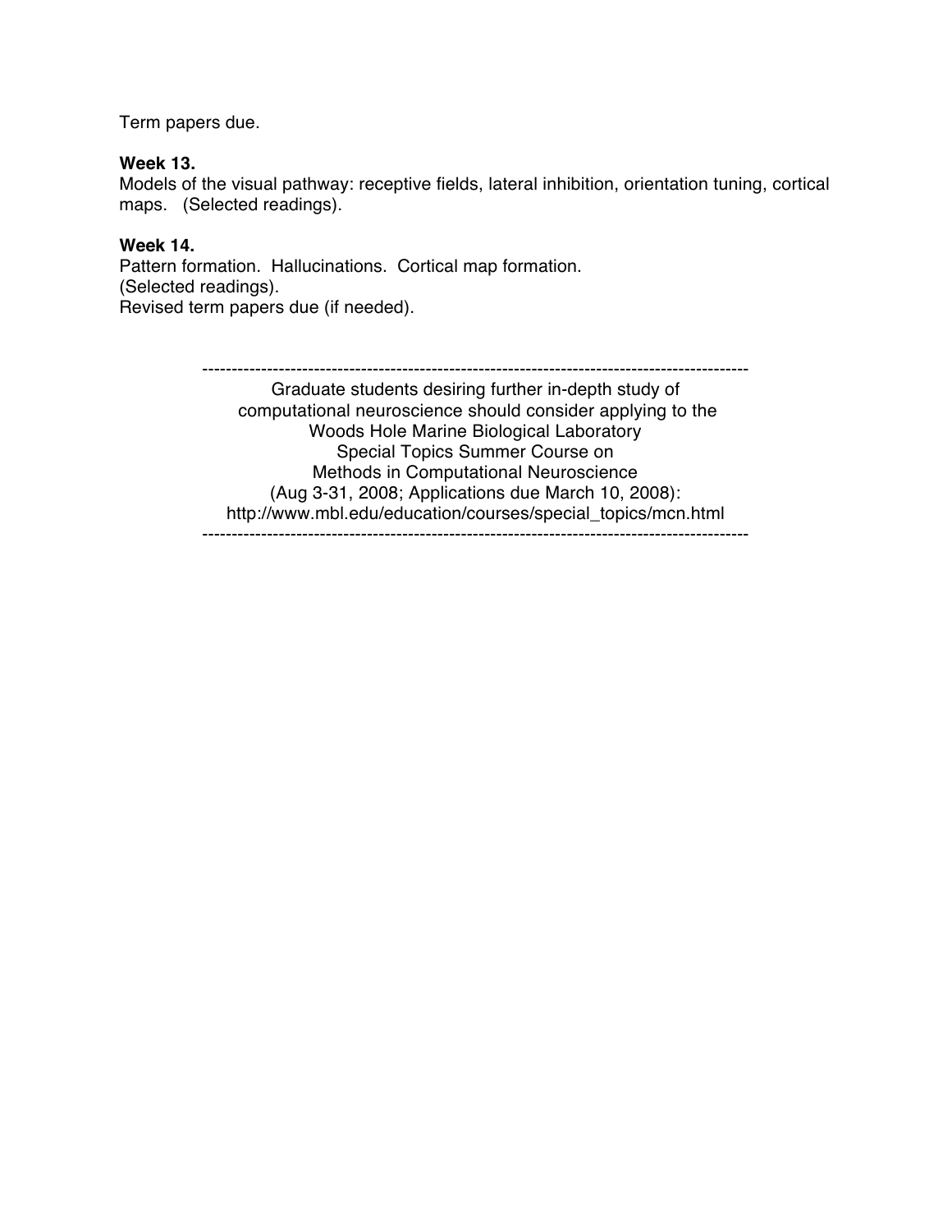Term papers due.

**Week 13.**
Models of the visual pathway: receptive fields, lateral inhibition, orientation tuning, cortical maps. (Selected readings).

**Week 14.**
Pattern formation. Hallucinations. Cortical map formation.
(Selected readings).
Revised term papers due (if needed).

---

Graduate students desiring further in-depth study of
computational neuroscience should consider applying to the
Woods Hole Marine Biological Laboratory
Special Topics Summer Course on
Methods in Computational Neuroscience
(Aug 3-31, 2008; Applications due March 10, 2008):
http://www.mbl.edu/education/courses/special_topics/mcn.html

---